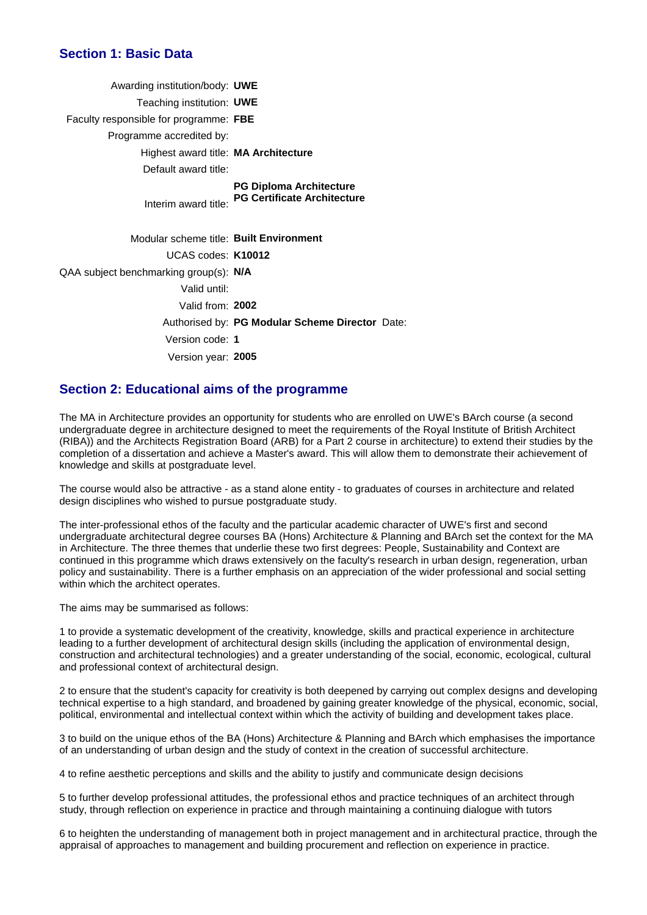## Section 1: Basic Data

| | |
|---|---|
| Awarding institution/body: | **UWE** |
| Teaching institution: | **UWE** |
| Faculty responsible for programme: | **FBE** |
| Programme accredited by: | |
| Highest award title: | **MA Architecture** |
| Default award title: | |
| Interim award title: | **PG Diploma Architecture**<br>**PG Certificate Architecture** |
| Modular scheme title: | **Built Environment** |
| UCAS codes: | **K10012** |
| QAA subject benchmarking group(s): | **N/A** |
| Valid until: | |
| Valid from: | **2002** |
| Authorised by: | **PG Modular Scheme Director** Date: |
| Version code: | **1** |
| Version year: | **2005** |

## Section 2: Educational aims of the programme

The MA in Architecture provides an opportunity for students who are enrolled on UWE's BArch course (a second undergraduate degree in architecture designed to meet the requirements of the Royal Institute of British Architect (RIBA)) and the Architects Registration Board (ARB) for a Part 2 course in architecture) to extend their studies by the completion of a dissertation and achieve a Master's award. This will allow them to demonstrate their achievement of knowledge and skills at postgraduate level.

The course would also be attractive - as a stand alone entity - to graduates of courses in architecture and related design disciplines who wished to pursue postgraduate study.

The inter-professional ethos of the faculty and the particular academic character of UWE's first and second undergraduate architectural degree courses BA (Hons) Architecture & Planning and BArch set the context for the MA in Architecture. The three themes that underlie these two first degrees: People, Sustainability and Context are continued in this programme which draws extensively on the faculty's research in urban design, regeneration, urban policy and sustainability. There is a further emphasis on an appreciation of the wider professional and social setting within which the architect operates.

The aims may be summarised as follows:

1 to provide a systematic development of the creativity, knowledge, skills and practical experience in architecture leading to a further development of architectural design skills (including the application of environmental design, construction and architectural technologies) and a greater understanding of the social, economic, ecological, cultural and professional context of architectural design.

2 to ensure that the student's capacity for creativity is both deepened by carrying out complex designs and developing technical expertise to a high standard, and broadened by gaining greater knowledge of the physical, economic, social, political, environmental and intellectual context within which the activity of building and development takes place.

3 to build on the unique ethos of the BA (Hons) Architecture & Planning and BArch which emphasises the importance of an understanding of urban design and the study of context in the creation of successful architecture.

4 to refine aesthetic perceptions and skills and the ability to justify and communicate design decisions

5 to further develop professional attitudes, the professional ethos and practice techniques of an architect through study, through reflection on experience in practice and through maintaining a continuing dialogue with tutors

6 to heighten the understanding of management both in project management and in architectural practice, through the appraisal of approaches to management and building procurement and reflection on experience in practice.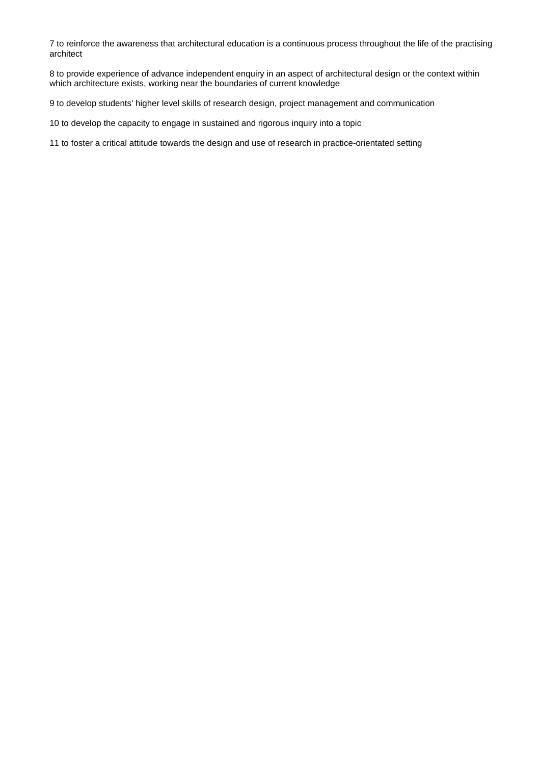7 to reinforce the awareness that architectural education is a continuous process throughout the life of the practising architect

8 to provide experience of advance independent enquiry in an aspect of architectural design or the context within which architecture exists, working near the boundaries of current knowledge

9 to develop students' higher level skills of research design, project management and communication

10 to develop the capacity to engage in sustained and rigorous inquiry into a topic

11 to foster a critical attitude towards the design and use of research in practice-orientated setting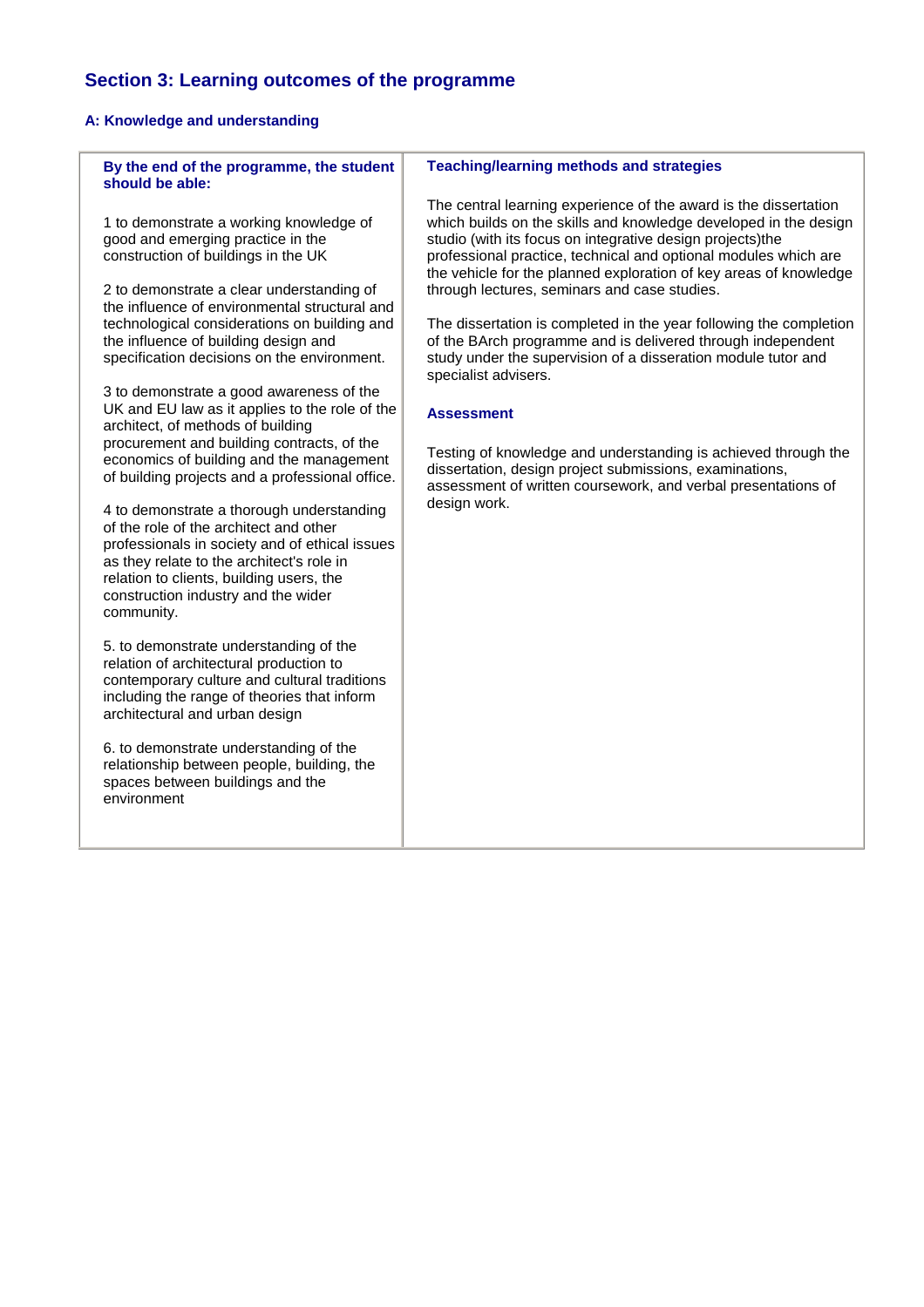## Section 3: Learning outcomes of the programme

### A: Knowledge and understanding

| By the end of the programme, the student should be able: | Teaching/learning methods and strategies |
|---|---|
| 1 to demonstrate a working knowledge of good and emerging practice in the construction of buildings in the UK<br><br>2 to demonstrate a clear understanding of the influence of environmental structural and technological considerations on building and the influence of building design and specification decisions on the environment.<br><br>3 to demonstrate a good awareness of the UK and EU law as it applies to the role of the architect, of methods of building procurement and building contracts, of the economics of building and the management of building projects and a professional office.<br><br>4 to demonstrate a thorough understanding of the role of the architect and other professionals in society and of ethical issues as they relate to the architect's role in relation to clients, building users, the construction industry and the wider community.<br><br>5. to demonstrate understanding of the relation of architectural production to contemporary culture and cultural traditions including the range of theories that inform architectural and urban design<br><br>6. to demonstrate understanding of the relationship between people, building, the spaces between buildings and the environment | The central learning experience of the award is the dissertation which builds on the skills and knowledge developed in the design studio (with its focus on integrative design projects)the professional practice, technical and optional modules which are the vehicle for the planned exploration of key areas of knowledge through lectures, seminars and case studies.<br><br>The dissertation is completed in the year following the completion of the BArch programme and is delivered through independent study under the supervision of a disseration module tutor and specialist advisers.<br><br>**Assessment**<br><br>Testing of knowledge and understanding is achieved through the dissertation, design project submissions, examinations, assessment of written coursework, and verbal presentations of design work. |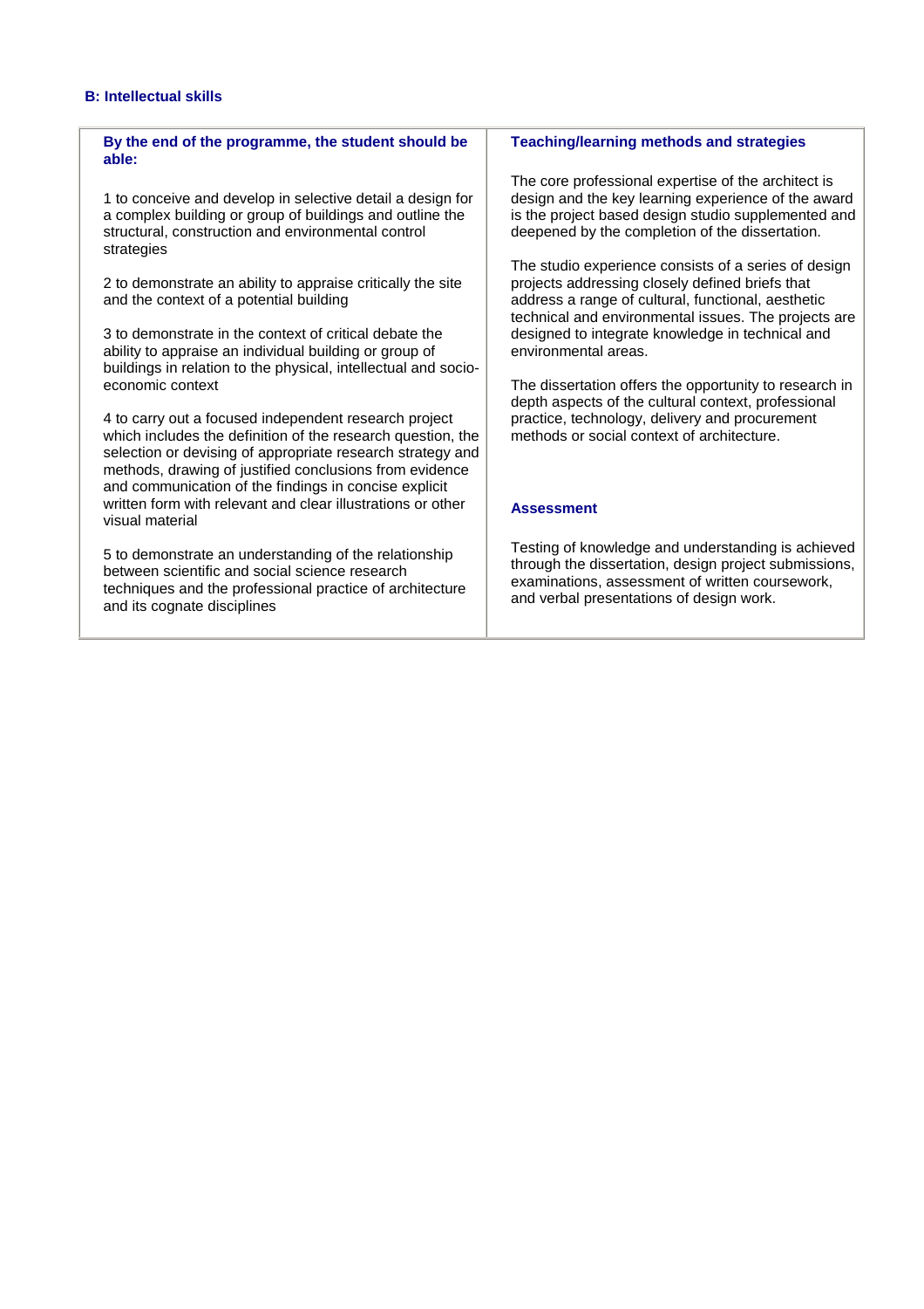### B: Intellectual skills

| By the end of the programme, the student should be able: | Teaching/learning methods and strategies |
|---|---|
| 1 to conceive and develop in selective detail a design for a complex building or group of buildings and outline the structural, construction and environmental control strategies<br><br>2 to demonstrate an ability to appraise critically the site and the context of a potential building<br><br>3 to demonstrate in the context of critical debate the ability to appraise an individual building or group of buildings in relation to the physical, intellectual and socio-economic context<br><br>4 to carry out a focused independent research project which includes the definition of the research question, the selection or devising of appropriate research strategy and methods, drawing of justified conclusions from evidence and communication of the findings in concise explicit written form with relevant and clear illustrations or other visual material<br><br>5 to demonstrate an understanding of the relationship between scientific and social science research techniques and the professional practice of architecture and its cognate disciplines | The core professional expertise of the architect is design and the key learning experience of the award is the project based design studio supplemented and deepened by the completion of the dissertation.<br><br>The studio experience consists of a series of design projects addressing closely defined briefs that address a range of cultural, functional, aesthetic technical and environmental issues. The projects are designed to integrate knowledge in technical and environmental areas.<br><br>The dissertation offers the opportunity to research in depth aspects of the cultural context, professional practice, technology, delivery and procurement methods or social context of architecture.<br><br>**Assessment**<br><br>Testing of knowledge and understanding is achieved through the dissertation, design project submissions, examinations, assessment of written coursework, and verbal presentations of design work. |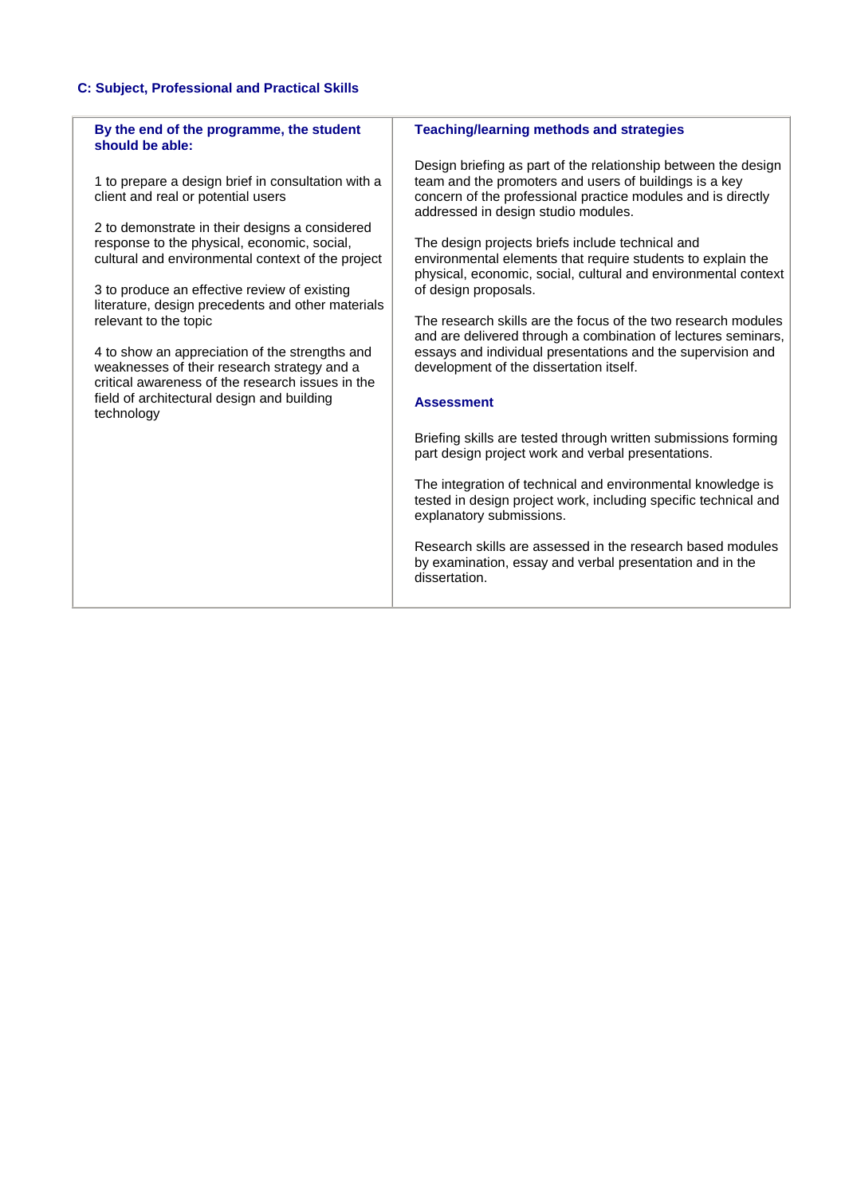## C: Subject, Professional and Practical Skills

| By the end of the programme, the student should be able: | Teaching/learning methods and strategies |
|---|---|
| 1 to prepare a design brief in consultation with a client and real or potential users<br><br>2 to demonstrate in their designs a considered response to the physical, economic, social, cultural and environmental context of the project<br><br>3 to produce an effective review of existing literature, design precedents and other materials relevant to the topic<br><br>4 to show an appreciation of the strengths and weaknesses of their research strategy and a critical awareness of the research issues in the field of architectural design and building technology | Design briefing as part of the relationship between the design team and the promoters and users of buildings is a key concern of the professional practice modules and is directly addressed in design studio modules.<br><br>The design projects briefs include technical and environmental elements that require students to explain the physical, economic, social, cultural and environmental context of design proposals.<br><br>The research skills are the focus of the two research modules and are delivered through a combination of lectures seminars, essays and individual presentations and the supervision and development of the dissertation itself.<br><br>**Assessment**<br><br>Briefing skills are tested through written submissions forming part design project work and verbal presentations.<br><br>The integration of technical and environmental knowledge is tested in design project work, including specific technical and explanatory submissions.<br><br>Research skills are assessed in the research based modules by examination, essay and verbal presentation and in the dissertation. |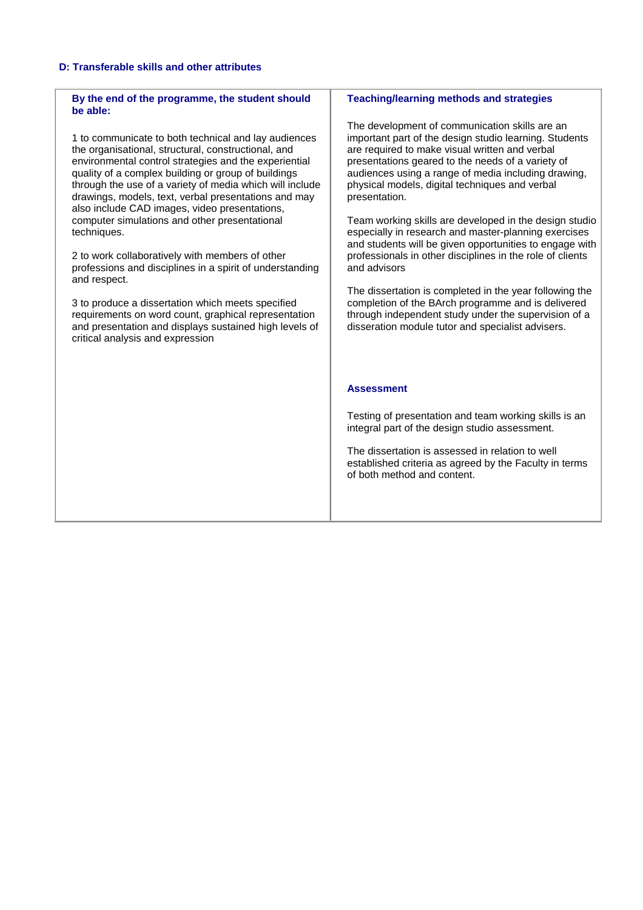### D: Transferable skills and other attributes

| By the end of the programme, the student should be able: | Teaching/learning methods and strategies |
|---|---|
| 1 to communicate to both technical and lay audiences the organisational, structural, constructional, and environmental control strategies and the experiential quality of a complex building or group of buildings through the use of a variety of media which will include drawings, models, text, verbal presentations and may also include CAD images, video presentations, computer simulations and other presentational techniques.<br><br>2 to work collaboratively with members of other professions and disciplines in a spirit of understanding and respect.<br><br>3 to produce a dissertation which meets specified requirements on word count, graphical representation and presentation and displays sustained high levels of critical analysis and expression | The development of communication skills are an important part of the design studio learning. Students are required to make visual written and verbal presentations geared to the needs of a variety of audiences using a range of media including drawing, physical models, digital techniques and verbal presentation.<br><br>Team working skills are developed in the design studio especially in research and master-planning exercises and students will be given opportunities to engage with professionals in other disciplines in the role of clients and advisors<br><br>The dissertation is completed in the year following the completion of the BArch programme and is delivered through independent study under the supervision of a disseration module tutor and specialist advisers.<br><br>**Assessment**<br><br>Testing of presentation and team working skills is an integral part of the design studio assessment.<br><br>The dissertation is assessed in relation to well established criteria as agreed by the Faculty in terms of both method and content. |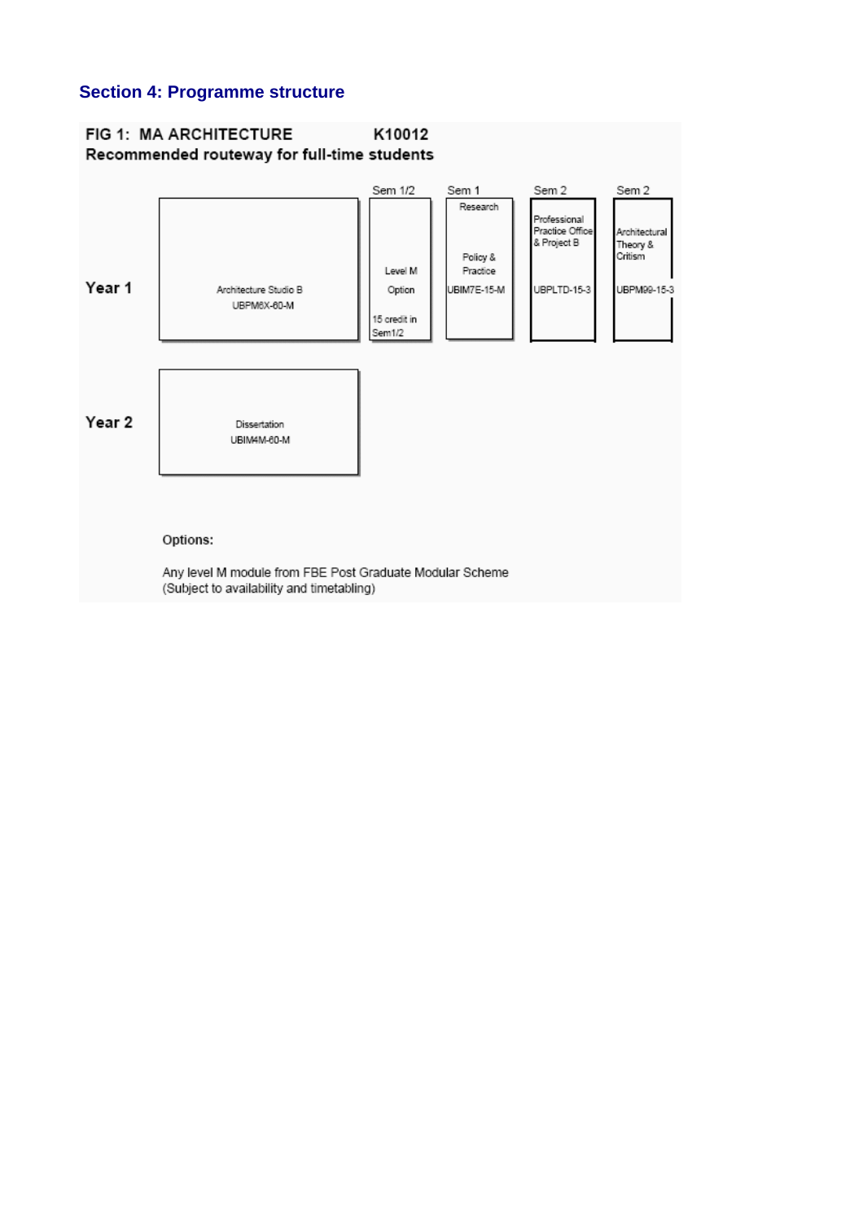## Section 4: Programme structure

**FIG 1: MA ARCHITECTURE K10012**
**Recommended routeway for full-time students**

| | | Sem 1/2 | Sem 1 | Sem 2 | Sem 2 |
|---|---|---|---|---|---|
| **Year 1** | Architecture Studio B UBPM6X-60-M | Level M Option 15 credit in Sem1/2 | Research Policy & Practice UBIM7E-15-M | Professional Practice Office & Project B UBPLTD-15-3 | Architectural Theory & Critism UBPM99-15-3 |
| **Year 2** | Dissertation UBIM4M-60-M | | | | |

**Options:**

Any level M module from FBE Post Graduate Modular Scheme
(Subject to availability and timetabling)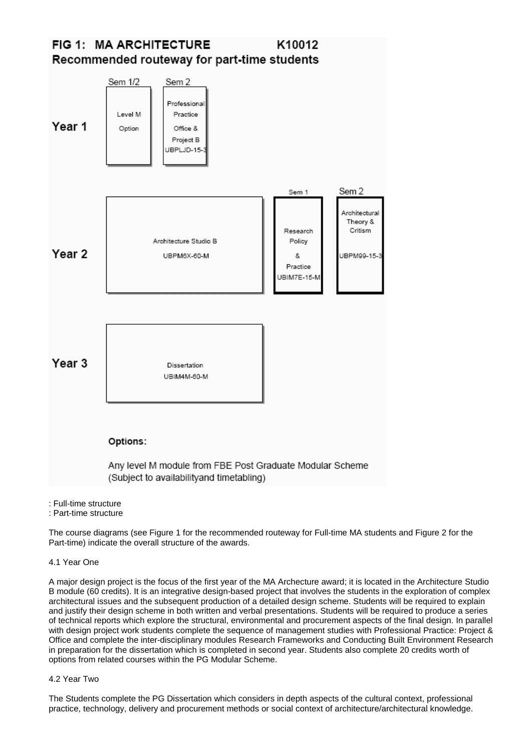## FIG 1: MA ARCHITECTURE K10012

### Recommended routeway for part-time students

| | Sem 1/2 | Sem 2 | | |
|---|---|---|---|---|
| Year 1 | Level M Option | Professional Practice Office & Project B UBPLJD-15-3 | | |
| | | | Sem 1 | Sem 2 |
| Year 2 | Architecture Studio B UBPM6X-60-M | | Research Policy & Practice UBIM7E-15-M | Architectural Theory & Critism UBPM99-15-3 |
| Year 3 | Dissertation UBIM4M-60-M | | | |

**Options:**

Any level M module from FBE Post Graduate Modular Scheme (Subject to availabilityand timetabling)

: Full-time structure
: Part-time structure

The course diagrams (see Figure 1 for the recommended routeway for Full-time MA students and Figure 2 for the Part-time) indicate the overall structure of the awards.

4.1 Year One

A major design project is the focus of the first year of the MA Archecture award; it is located in the Architecture Studio B module (60 credits). It is an integrative design-based project that involves the students in the exploration of complex architectural issues and the subsequent production of a detailed design scheme. Students will be required to explain and justify their design scheme in both written and verbal presentations. Students will be required to produce a series of technical reports which explore the structural, environmental and procurement aspects of the final design. In parallel with design project work students complete the sequence of management studies with Professional Practice: Project & Office and complete the inter-disciplinary modules Research Frameworks and Conducting Built Environment Research in preparation for the dissertation which is completed in second year. Students also complete 20 credits worth of options from related courses within the PG Modular Scheme.

4.2 Year Two

The Students complete the PG Dissertation which considers in depth aspects of the cultural context, professional practice, technology, delivery and procurement methods or social context of architecture/architectural knowledge.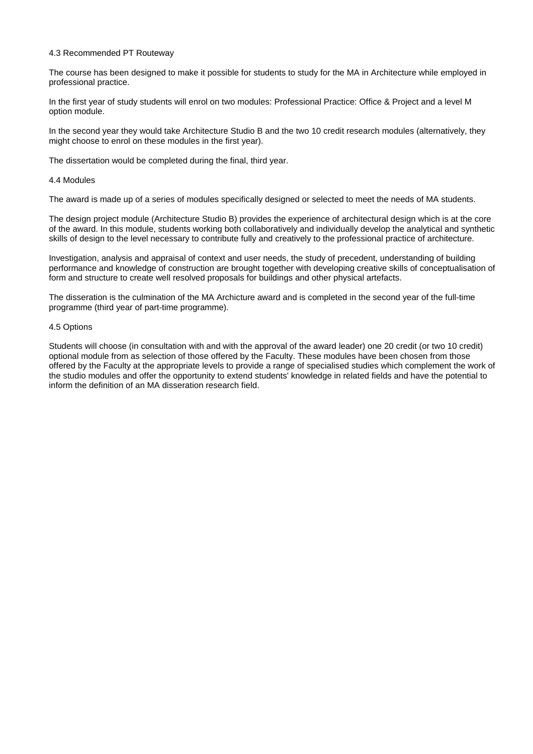### 4.3 Recommended PT Routeway

The course has been designed to make it possible for students to study for the MA in Architecture while employed in professional practice.

In the first year of study students will enrol on two modules: Professional Practice: Office & Project and a level M option module.

In the second year they would take Architecture Studio B and the two 10 credit research modules (alternatively, they might choose to enrol on these modules in the first year).

The dissertation would be completed during the final, third year.

### 4.4 Modules

The award is made up of a series of modules specifically designed or selected to meet the needs of MA students.

The design project module (Architecture Studio B) provides the experience of architectural design which is at the core of the award. In this module, students working both collaboratively and individually develop the analytical and synthetic skills of design to the level necessary to contribute fully and creatively to the professional practice of architecture.

Investigation, analysis and appraisal of context and user needs, the study of precedent, understanding of building performance and knowledge of construction are brought together with developing creative skills of conceptualisation of form and structure to create well resolved proposals for buildings and other physical artefacts.

The disseration is the culmination of the MA Archicture award and is completed in the second year of the full-time programme (third year of part-time programme).

### 4.5 Options

Students will choose (in consultation with and with the approval of the award leader) one 20 credit (or two 10 credit) optional module from as selection of those offered by the Faculty. These modules have been chosen from those offered by the Faculty at the appropriate levels to provide a range of specialised studies which complement the work of the studio modules and offer the opportunity to extend students' knowledge in related fields and have the potential to inform the definition of an MA disseration research field.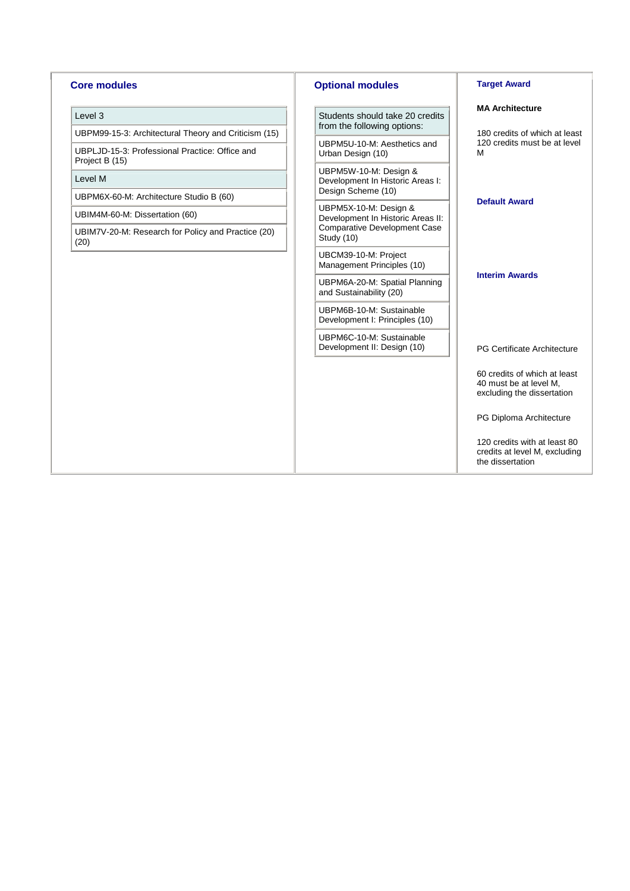### Core modules

| Level 3 |
|---|
| UBPM99-15-3: Architectural Theory and Criticism (15) |
| UBPLJD-15-3: Professional Practice: Office and Project B (15) |
| Level M |
| UBPM6X-60-M: Architecture Studio B (60) |
| UBIM4M-60-M: Dissertation (60) |
| UBIM7V-20-M: Research for Policy and Practice (20) (20) |

### Optional modules

| Students should take 20 credits from the following options: |
|---|
| UBPM5U-10-M: Aesthetics and Urban Design (10) |
| UBPM5W-10-M: Design & Development In Historic Areas I: Design Scheme (10) |
| UBPM5X-10-M: Design & Development In Historic Areas II: Comparative Development Case Study (10) |
| UBCM39-10-M: Project Management Principles (10) |
| UBPM6A-20-M: Spatial Planning and Sustainability (20) |
| UBPM6B-10-M: Sustainable Development I: Principles (10) |
| UBPM6C-10-M: Sustainable Development II: Design (10) |

### Target Award

**MA Architecture**

180 credits of which at least 120 credits must be at level M

### Default Award

### Interim Awards

PG Certificate Architecture

60 credits of which at least 40 must be at level M, excluding the dissertation

PG Diploma Architecture

120 credits with at least 80 credits at level M, excluding the dissertation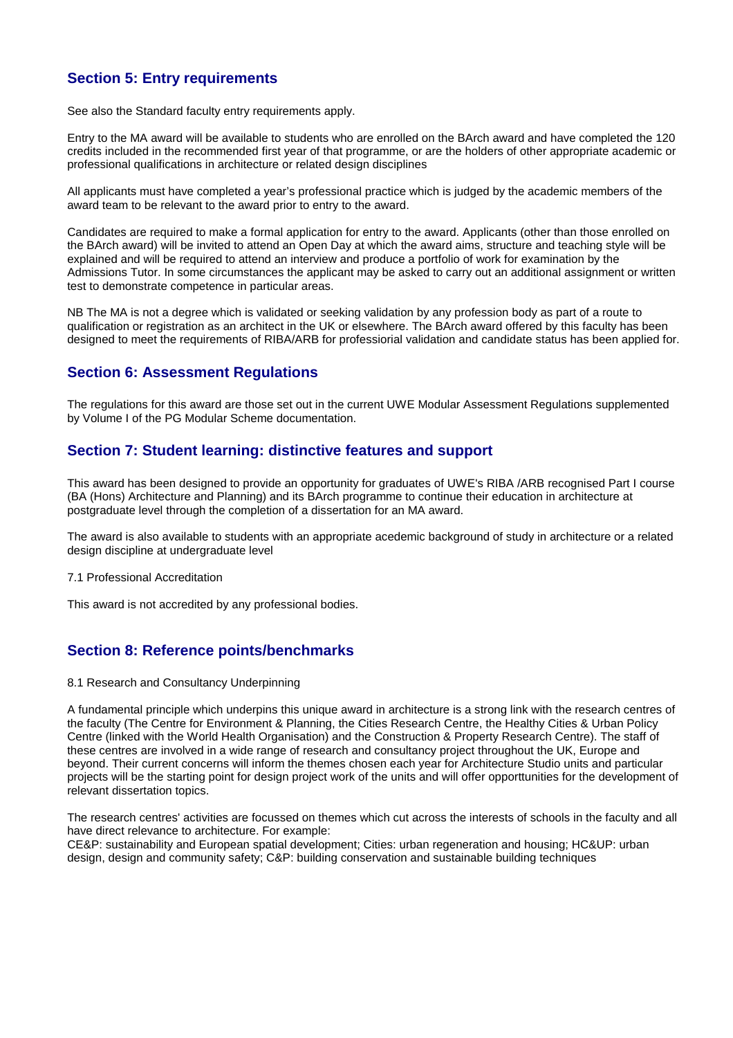## Section 5: Entry requirements

See also the Standard faculty entry requirements apply.

Entry to the MA award will be available to students who are enrolled on the BArch award and have completed the 120 credits included in the recommended first year of that programme, or are the holders of other appropriate academic or professional qualifications in architecture or related design disciplines

All applicants must have completed a year's professional practice which is judged by the academic members of the award team to be relevant to the award prior to entry to the award.

Candidates are required to make a formal application for entry to the award. Applicants (other than those enrolled on the BArch award) will be invited to attend an Open Day at which the award aims, structure and teaching style will be explained and will be required to attend an interview and produce a portfolio of work for examination by the Admissions Tutor. In some circumstances the applicant may be asked to carry out an additional assignment or written test to demonstrate competence in particular areas.

NB The MA is not a degree which is validated or seeking validation by any profession body as part of a route to qualification or registration as an architect in the UK or elsewhere. The BArch award offered by this faculty has been designed to meet the requirements of RIBA/ARB for professiorial validation and candidate status has been applied for.

## Section 6: Assessment Regulations

The regulations for this award are those set out in the current UWE Modular Assessment Regulations supplemented by Volume I of the PG Modular Scheme documentation.

## Section 7: Student learning: distinctive features and support

This award has been designed to provide an opportunity for graduates of UWE's RIBA /ARB recognised Part I course (BA (Hons) Architecture and Planning) and its BArch programme to continue their education in architecture at postgraduate level through the completion of a dissertation for an MA award.

The award is also available to students with an appropriate acedemic background of study in architecture or a related design discipline at undergraduate level

7.1 Professional Accreditation

This award is not accredited by any professional bodies.

## Section 8: Reference points/benchmarks

8.1 Research and Consultancy Underpinning

A fundamental principle which underpins this unique award in architecture is a strong link with the research centres of the faculty (The Centre for Environment & Planning, the Cities Research Centre, the Healthy Cities & Urban Policy Centre (linked with the World Health Organisation) and the Construction & Property Research Centre). The staff of these centres are involved in a wide range of research and consultancy project throughout the UK, Europe and beyond. Their current concerns will inform the themes chosen each year for Architecture Studio units and particular projects will be the starting point for design project work of the units and will offer opporttunities for the development of relevant dissertation topics.

The research centres' activities are focussed on themes which cut across the interests of schools in the faculty and all have direct relevance to architecture. For example:
CE&P: sustainability and European spatial development; Cities: urban regeneration and housing; HC&UP: urban design, design and community safety; C&P: building conservation and sustainable building techniques